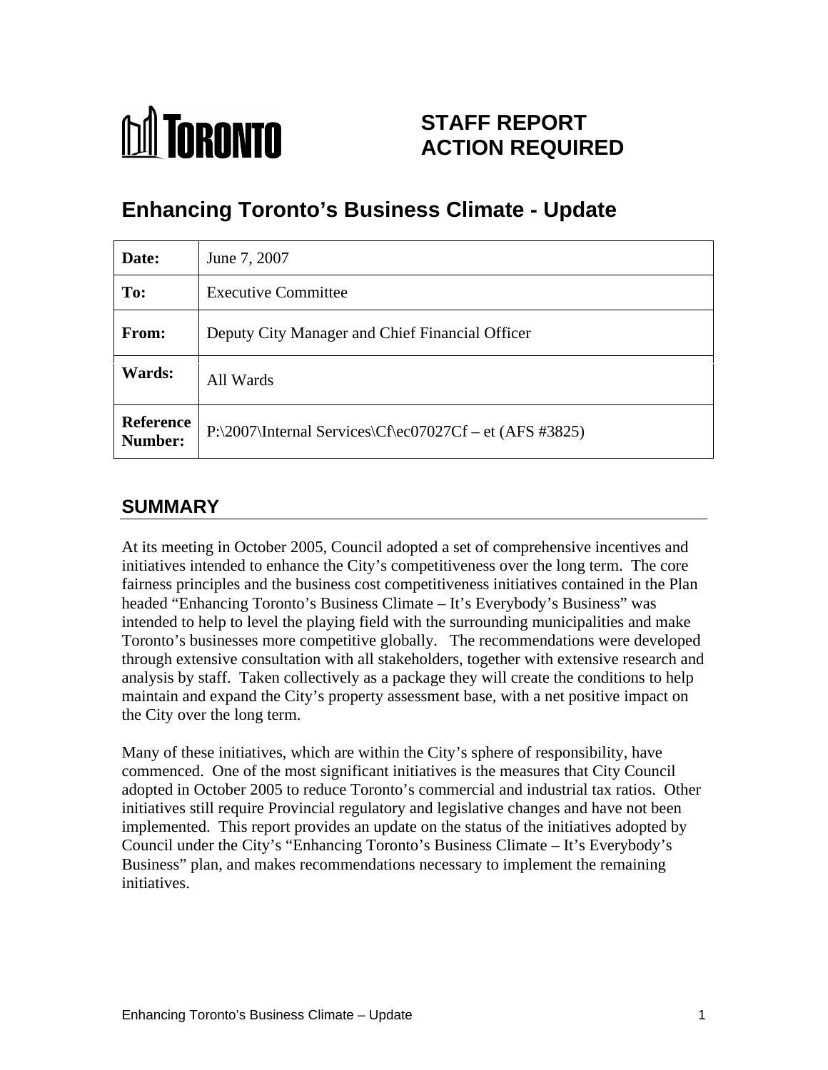TORONTO

# STAFF REPORT ACTION REQUIRED

# Enhancing Toronto's Business Climate - Update

| | |
|---|---|
| **Date:** | June 7, 2007 |
| **To:** | Executive Committee |
| **From:** | Deputy City Manager and Chief Financial Officer |
| **Wards:** | All Wards |
| **Reference Number:** | P:\2007\Internal Services\Cf\ec07027Cf – et (AFS #3825) |

## SUMMARY

At its meeting in October 2005, Council adopted a set of comprehensive incentives and initiatives intended to enhance the City's competitiveness over the long term. The core fairness principles and the business cost competitiveness initiatives contained in the Plan headed "Enhancing Toronto's Business Climate – It's Everybody's Business" was intended to help to level the playing field with the surrounding municipalities and make Toronto's businesses more competitive globally. The recommendations were developed through extensive consultation with all stakeholders, together with extensive research and analysis by staff. Taken collectively as a package they will create the conditions to help maintain and expand the City's property assessment base, with a net positive impact on the City over the long term.

Many of these initiatives, which are within the City's sphere of responsibility, have commenced. One of the most significant initiatives is the measures that City Council adopted in October 2005 to reduce Toronto's commercial and industrial tax ratios. Other initiatives still require Provincial regulatory and legislative changes and have not been implemented. This report provides an update on the status of the initiatives adopted by Council under the City's "Enhancing Toronto's Business Climate – It's Everybody's Business" plan, and makes recommendations necessary to implement the remaining initiatives.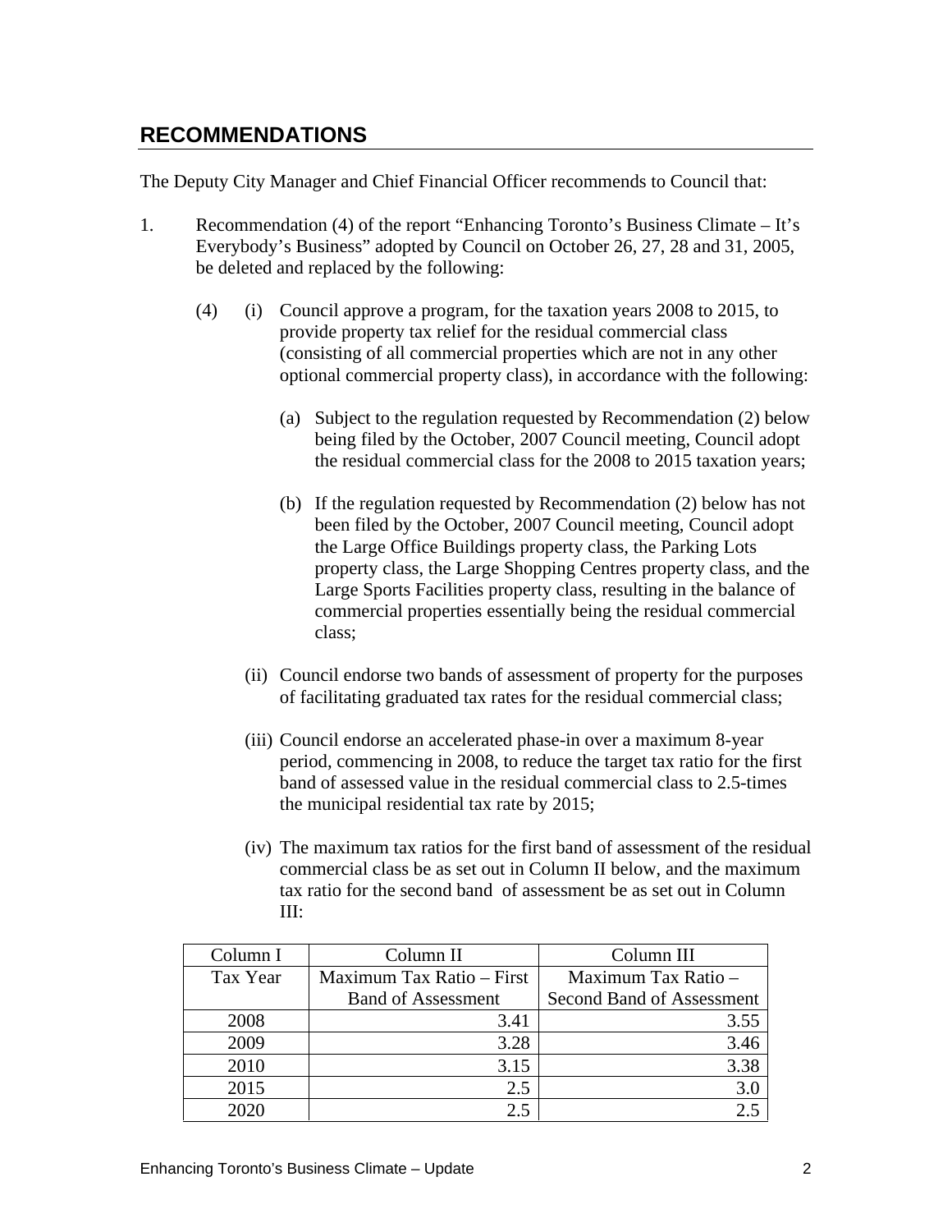## RECOMMENDATIONS

The Deputy City Manager and Chief Financial Officer recommends to Council that:

1. Recommendation (4) of the report "Enhancing Toronto's Business Climate – It's Everybody's Business" adopted by Council on October 26, 27, 28 and 31, 2005, be deleted and replaced by the following:

   (4) (i) Council approve a program, for the taxation years 2008 to 2015, to provide property tax relief for the residual commercial class (consisting of all commercial properties which are not in any other optional commercial property class), in accordance with the following:

   (a) Subject to the regulation requested by Recommendation (2) below being filed by the October, 2007 Council meeting, Council adopt the residual commercial class for the 2008 to 2015 taxation years;

   (b) If the regulation requested by Recommendation (2) below has not been filed by the October, 2007 Council meeting, Council adopt the Large Office Buildings property class, the Parking Lots property class, the Large Shopping Centres property class, and the Large Sports Facilities property class, resulting in the balance of commercial properties essentially being the residual commercial class;

   (ii) Council endorse two bands of assessment of property for the purposes of facilitating graduated tax rates for the residual commercial class;

   (iii) Council endorse an accelerated phase-in over a maximum 8-year period, commencing in 2008, to reduce the target tax ratio for the first band of assessed value in the residual commercial class to 2.5-times the municipal residential tax rate by 2015;

   (iv) The maximum tax ratios for the first band of assessment of the residual commercial class be as set out in Column II below, and the maximum tax ratio for the second band of assessment be as set out in Column III:

| Column I | Column II | Column III |
|---|---|---|
| Tax Year | Maximum Tax Ratio – First Band of Assessment | Maximum Tax Ratio – Second Band of Assessment |
| 2008 | 3.41 | 3.55 |
| 2009 | 3.28 | 3.46 |
| 2010 | 3.15 | 3.38 |
| 2015 | 2.5 | 3.0 |
| 2020 | 2.5 | 2.5 |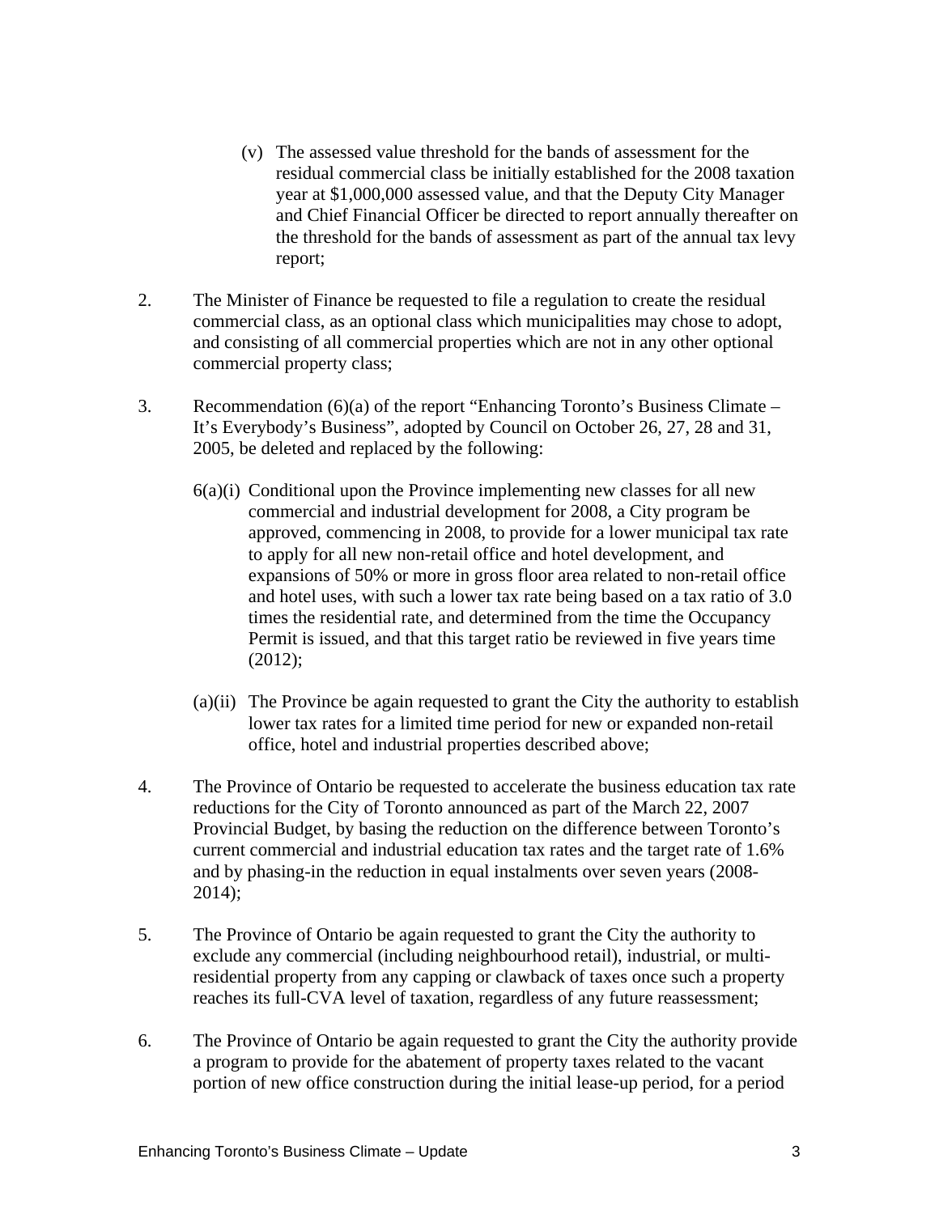(v) The assessed value threshold for the bands of assessment for the residual commercial class be initially established for the 2008 taxation year at $1,000,000 assessed value, and that the Deputy City Manager and Chief Financial Officer be directed to report annually thereafter on the threshold for the bands of assessment as part of the annual tax levy report;

2. The Minister of Finance be requested to file a regulation to create the residual commercial class, as an optional class which municipalities may chose to adopt, and consisting of all commercial properties which are not in any other optional commercial property class;

3. Recommendation (6)(a) of the report "Enhancing Toronto's Business Climate – It's Everybody's Business", adopted by Council on October 26, 27, 28 and 31, 2005, be deleted and replaced by the following:

   6(a)(i) Conditional upon the Province implementing new classes for all new commercial and industrial development for 2008, a City program be approved, commencing in 2008, to provide for a lower municipal tax rate to apply for all new non-retail office and hotel development, and expansions of 50% or more in gross floor area related to non-retail office and hotel uses, with such a lower tax rate being based on a tax ratio of 3.0 times the residential rate, and determined from the time the Occupancy Permit is issued, and that this target ratio be reviewed in five years time (2012);

   (a)(ii) The Province be again requested to grant the City the authority to establish lower tax rates for a limited time period for new or expanded non-retail office, hotel and industrial properties described above;

4. The Province of Ontario be requested to accelerate the business education tax rate reductions for the City of Toronto announced as part of the March 22, 2007 Provincial Budget, by basing the reduction on the difference between Toronto's current commercial and industrial education tax rates and the target rate of 1.6% and by phasing-in the reduction in equal instalments over seven years (2008-2014);

5. The Province of Ontario be again requested to grant the City the authority to exclude any commercial (including neighbourhood retail), industrial, or multi-residential property from any capping or clawback of taxes once such a property reaches its full-CVA level of taxation, regardless of any future reassessment;

6. The Province of Ontario be again requested to grant the City the authority provide a program to provide for the abatement of property taxes related to the vacant portion of new office construction during the initial lease-up period, for a period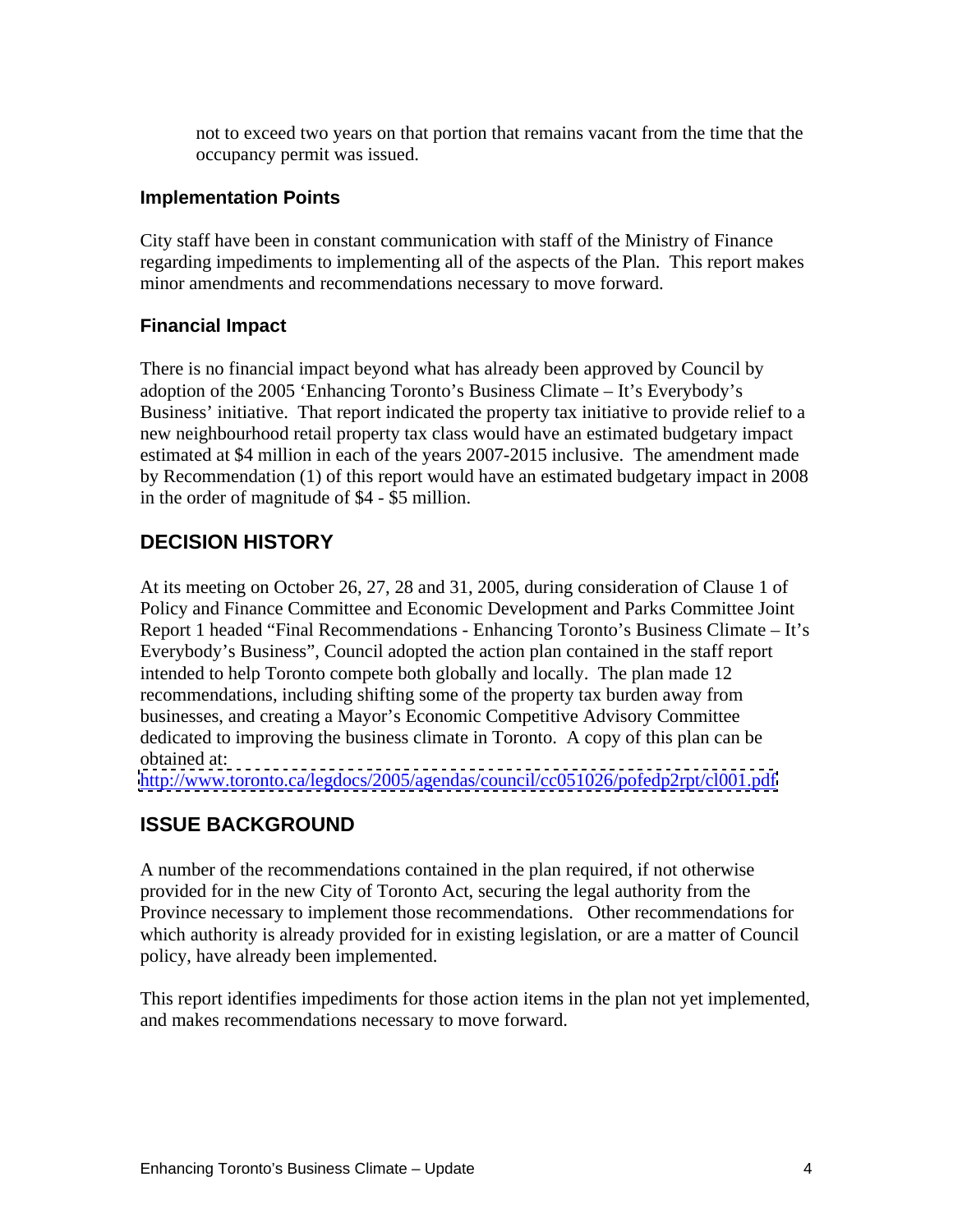not to exceed two years on that portion that remains vacant from the time that the occupancy permit was issued.

### Implementation Points

City staff have been in constant communication with staff of the Ministry of Finance regarding impediments to implementing all of the aspects of the Plan. This report makes minor amendments and recommendations necessary to move forward.

### Financial Impact

There is no financial impact beyond what has already been approved by Council by adoption of the 2005 'Enhancing Toronto's Business Climate – It's Everybody's Business' initiative. That report indicated the property tax initiative to provide relief to a new neighbourhood retail property tax class would have an estimated budgetary impact estimated at $4 million in each of the years 2007-2015 inclusive. The amendment made by Recommendation (1) of this report would have an estimated budgetary impact in 2008 in the order of magnitude of $4 - $5 million.

## DECISION HISTORY

At its meeting on October 26, 27, 28 and 31, 2005, during consideration of Clause 1 of Policy and Finance Committee and Economic Development and Parks Committee Joint Report 1 headed "Final Recommendations - Enhancing Toronto's Business Climate – It's Everybody's Business", Council adopted the action plan contained in the staff report intended to help Toronto compete both globally and locally. The plan made 12 recommendations, including shifting some of the property tax burden away from businesses, and creating a Mayor's Economic Competitive Advisory Committee dedicated to improving the business climate in Toronto. A copy of this plan can be obtained at:
http://www.toronto.ca/legdocs/2005/agendas/council/cc051026/pofedp2rpt/cl001.pdf

## ISSUE BACKGROUND

A number of the recommendations contained in the plan required, if not otherwise provided for in the new City of Toronto Act, securing the legal authority from the Province necessary to implement those recommendations. Other recommendations for which authority is already provided for in existing legislation, or are a matter of Council policy, have already been implemented.

This report identifies impediments for those action items in the plan not yet implemented, and makes recommendations necessary to move forward.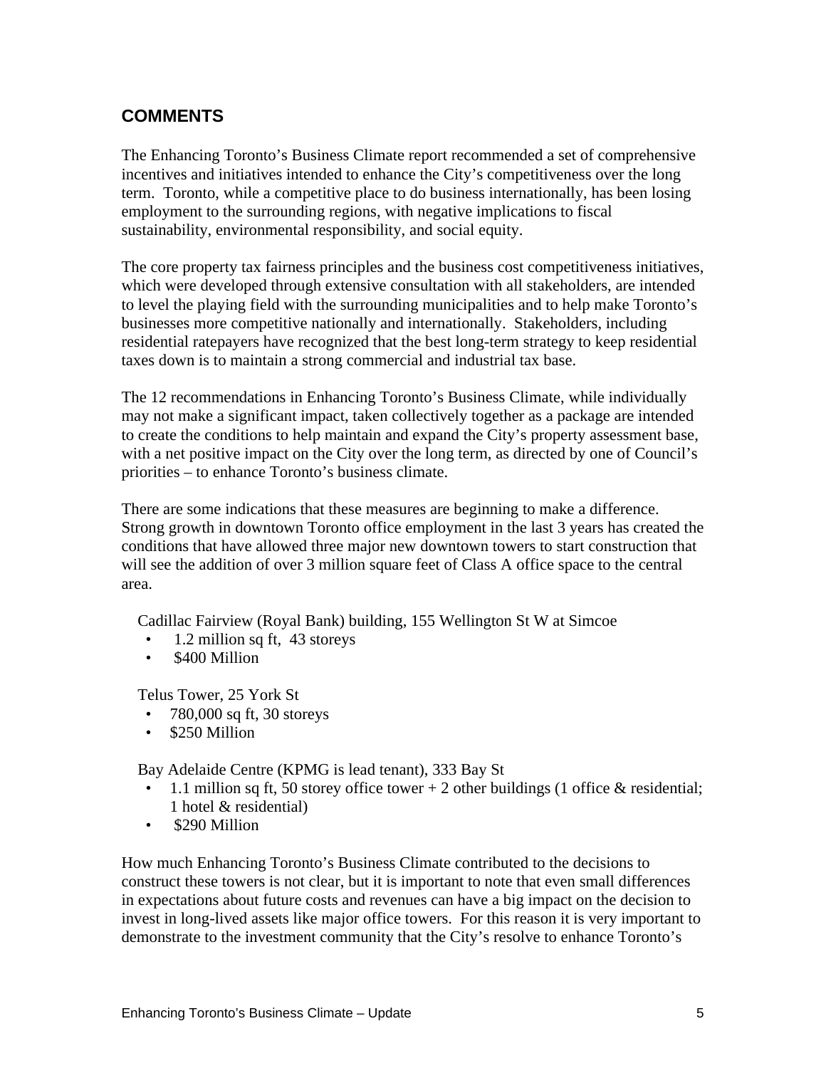## COMMENTS

The Enhancing Toronto's Business Climate report recommended a set of comprehensive incentives and initiatives intended to enhance the City's competitiveness over the long term. Toronto, while a competitive place to do business internationally, has been losing employment to the surrounding regions, with negative implications to fiscal sustainability, environmental responsibility, and social equity.

The core property tax fairness principles and the business cost competitiveness initiatives, which were developed through extensive consultation with all stakeholders, are intended to level the playing field with the surrounding municipalities and to help make Toronto's businesses more competitive nationally and internationally. Stakeholders, including residential ratepayers have recognized that the best long-term strategy to keep residential taxes down is to maintain a strong commercial and industrial tax base.

The 12 recommendations in Enhancing Toronto's Business Climate, while individually may not make a significant impact, taken collectively together as a package are intended to create the conditions to help maintain and expand the City's property assessment base, with a net positive impact on the City over the long term, as directed by one of Council's priorities – to enhance Toronto's business climate.

There are some indications that these measures are beginning to make a difference. Strong growth in downtown Toronto office employment in the last 3 years has created the conditions that have allowed three major new downtown towers to start construction that will see the addition of over 3 million square feet of Class A office space to the central area.

Cadillac Fairview (Royal Bank) building, 155 Wellington St W at Simcoe

- 1.2 million sq ft, 43 storeys
- $400 Million

Telus Tower, 25 York St

- 780,000 sq ft, 30 storeys
- $250 Million

Bay Adelaide Centre (KPMG is lead tenant), 333 Bay St

- 1.1 million sq ft, 50 storey office tower + 2 other buildings (1 office & residential; 1 hotel & residential)
- $290 Million

How much Enhancing Toronto's Business Climate contributed to the decisions to construct these towers is not clear, but it is important to note that even small differences in expectations about future costs and revenues can have a big impact on the decision to invest in long-lived assets like major office towers. For this reason it is very important to demonstrate to the investment community that the City's resolve to enhance Toronto's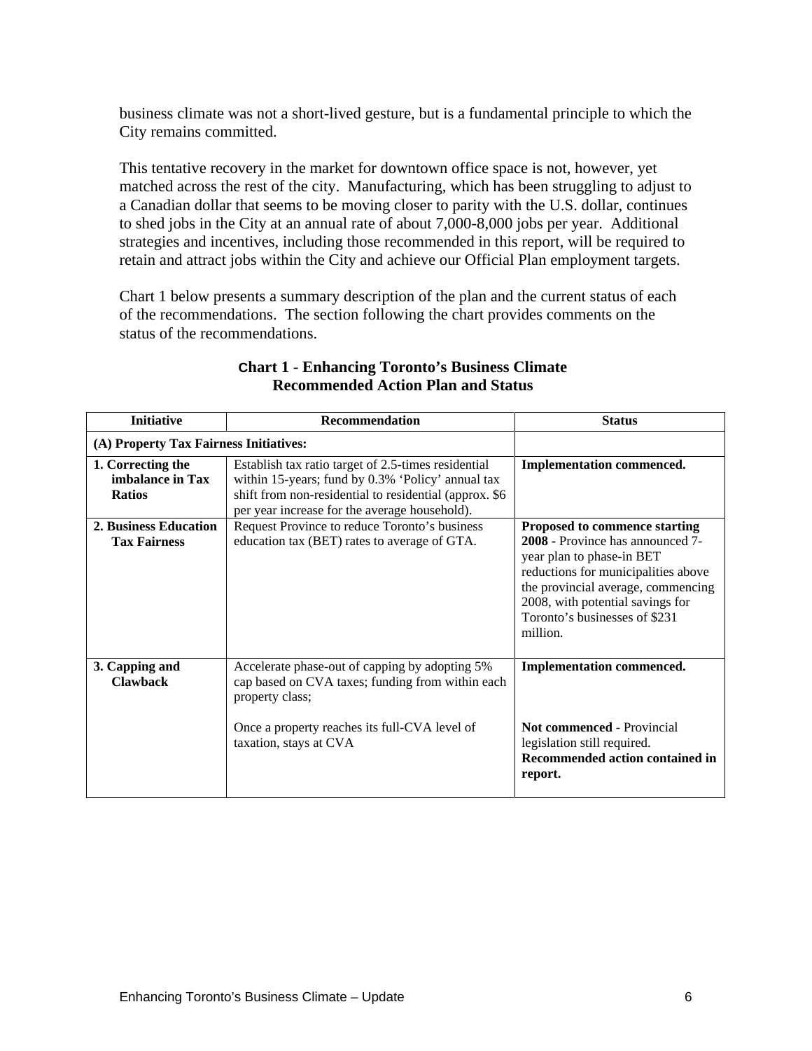business climate was not a short-lived gesture, but is a fundamental principle to which the City remains committed.

This tentative recovery in the market for downtown office space is not, however, yet matched across the rest of the city. Manufacturing, which has been struggling to adjust to a Canadian dollar that seems to be moving closer to parity with the U.S. dollar, continues to shed jobs in the City at an annual rate of about 7,000-8,000 jobs per year. Additional strategies and incentives, including those recommended in this report, will be required to retain and attract jobs within the City and achieve our Official Plan employment targets.

Chart 1 below presents a summary description of the plan and the current status of each of the recommendations. The section following the chart provides comments on the status of the recommendations.

**Chart 1 - Enhancing Toronto's Business Climate**
**Recommended Action Plan and Status**

| Initiative | Recommendation | Status |
|---|---|---|
| **(A) Property Tax Fairness Initiatives:** | | |
| **1. Correcting the imbalance in Tax Ratios** | Establish tax ratio target of 2.5-times residential within 15-years; fund by 0.3% 'Policy' annual tax shift from non-residential to residential (approx. $6 per year increase for the average household). | **Implementation commenced.** |
| **2. Business Education Tax Fairness** | Request Province to reduce Toronto's business education tax (BET) rates to average of GTA. | **Proposed to commence starting 2008 -** Province has announced 7-year plan to phase-in BET reductions for municipalities above the provincial average, commencing 2008, with potential savings for Toronto's businesses of $231 million. |
| **3. Capping and Clawback** | Accelerate phase-out of capping by adopting 5% cap based on CVA taxes; funding from within each property class;<br><br>Once a property reaches its full-CVA level of taxation, stays at CVA | **Implementation commenced.**<br><br>**Not commenced** - Provincial legislation still required. **Recommended action contained in report.** |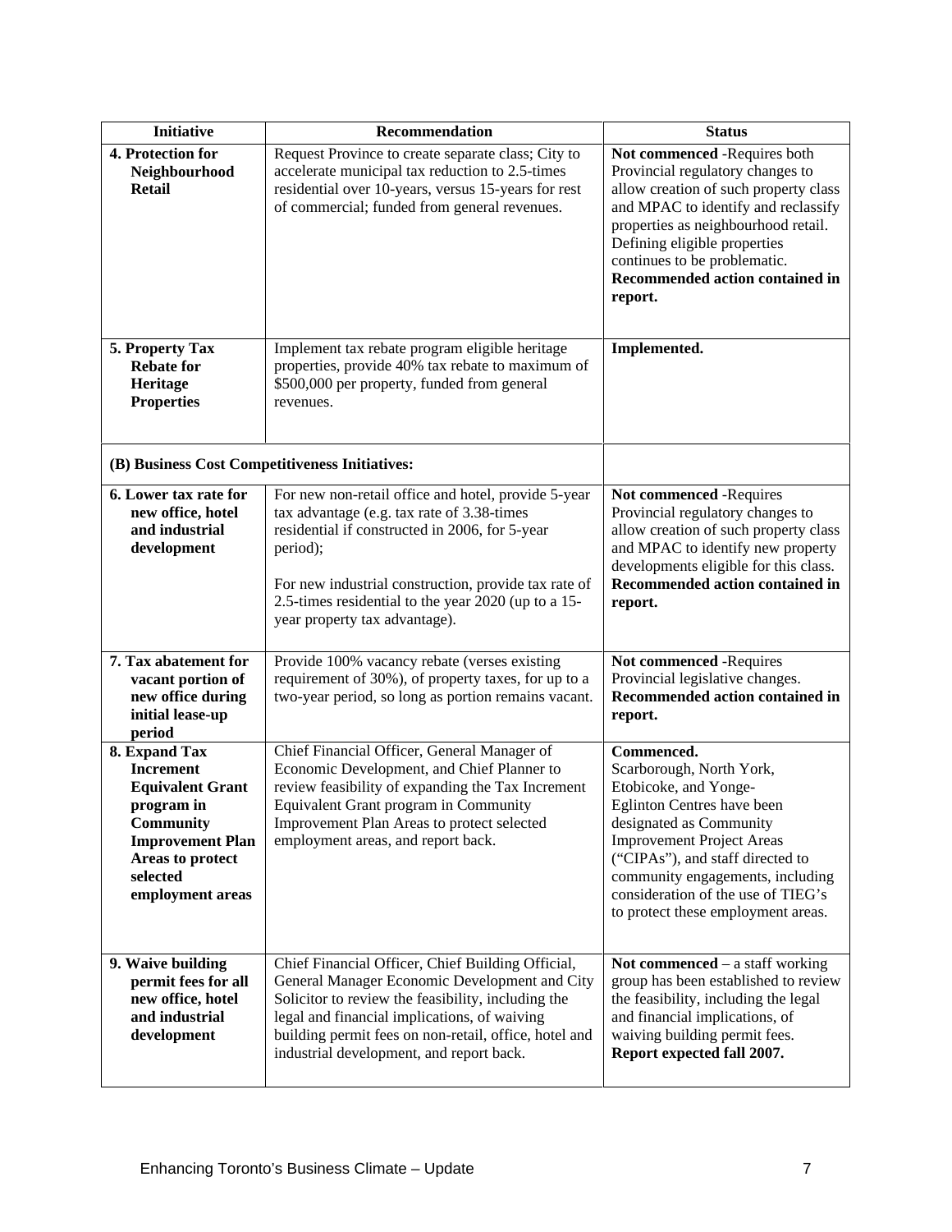| Initiative | Recommendation | Status |
|---|---|---|
| **4. Protection for Neighbourhood Retail** | Request Province to create separate class; City to accelerate municipal tax reduction to 2.5-times residential over 10-years, versus 15-years for rest of commercial; funded from general revenues. | **Not commenced** -Requires both Provincial regulatory changes to allow creation of such property class and MPAC to identify and reclassify properties as neighbourhood retail. Defining eligible properties continues to be problematic. **Recommended action contained in report.** |
| **5. Property Tax Rebate for Heritage Properties** | Implement tax rebate program eligible heritage properties, provide 40% tax rebate to maximum of $500,000 per property, funded from general revenues. | **Implemented.** |
| **(B) Business Cost Competitiveness Initiatives:** | | |
| **6. Lower tax rate for new office, hotel and industrial development** | For new non-retail office and hotel, provide 5-year tax advantage (e.g. tax rate of 3.38-times residential if constructed in 2006, for 5-year period);<br><br>For new industrial construction, provide tax rate of 2.5-times residential to the year 2020 (up to a 15-year property tax advantage). | **Not commenced** -Requires Provincial regulatory changes to allow creation of such property class and MPAC to identify new property developments eligible for this class. **Recommended action contained in report.** |
| **7. Tax abatement for vacant portion of new office during initial lease-up period** | Provide 100% vacancy rebate (verses existing requirement of 30%), of property taxes, for up to a two-year period, so long as portion remains vacant. | **Not commenced** -Requires Provincial legislative changes. **Recommended action contained in report.** |
| **8. Expand Tax Increment Equivalent Grant program in Community Improvement Plan Areas to protect selected employment areas** | Chief Financial Officer, General Manager of Economic Development, and Chief Planner to review feasibility of expanding the Tax Increment Equivalent Grant program in Community Improvement Plan Areas to protect selected employment areas, and report back. | **Commenced.**<br>Scarborough, North York, Etobicoke, and Yonge-Eglinton Centres have been designated as Community Improvement Project Areas ("CIPAs"), and staff directed to community engagements, including consideration of the use of TIEG's to protect these employment areas. |
| **9. Waive building permit fees for all new office, hotel and industrial development** | Chief Financial Officer, Chief Building Official, General Manager Economic Development and City Solicitor to review the feasibility, including the legal and financial implications, of waiving building permit fees on non-retail, office, hotel and industrial development, and report back. | **Not commenced** – a staff working group has been established to review the feasibility, including the legal and financial implications, of waiving building permit fees. **Report expected fall 2007.** |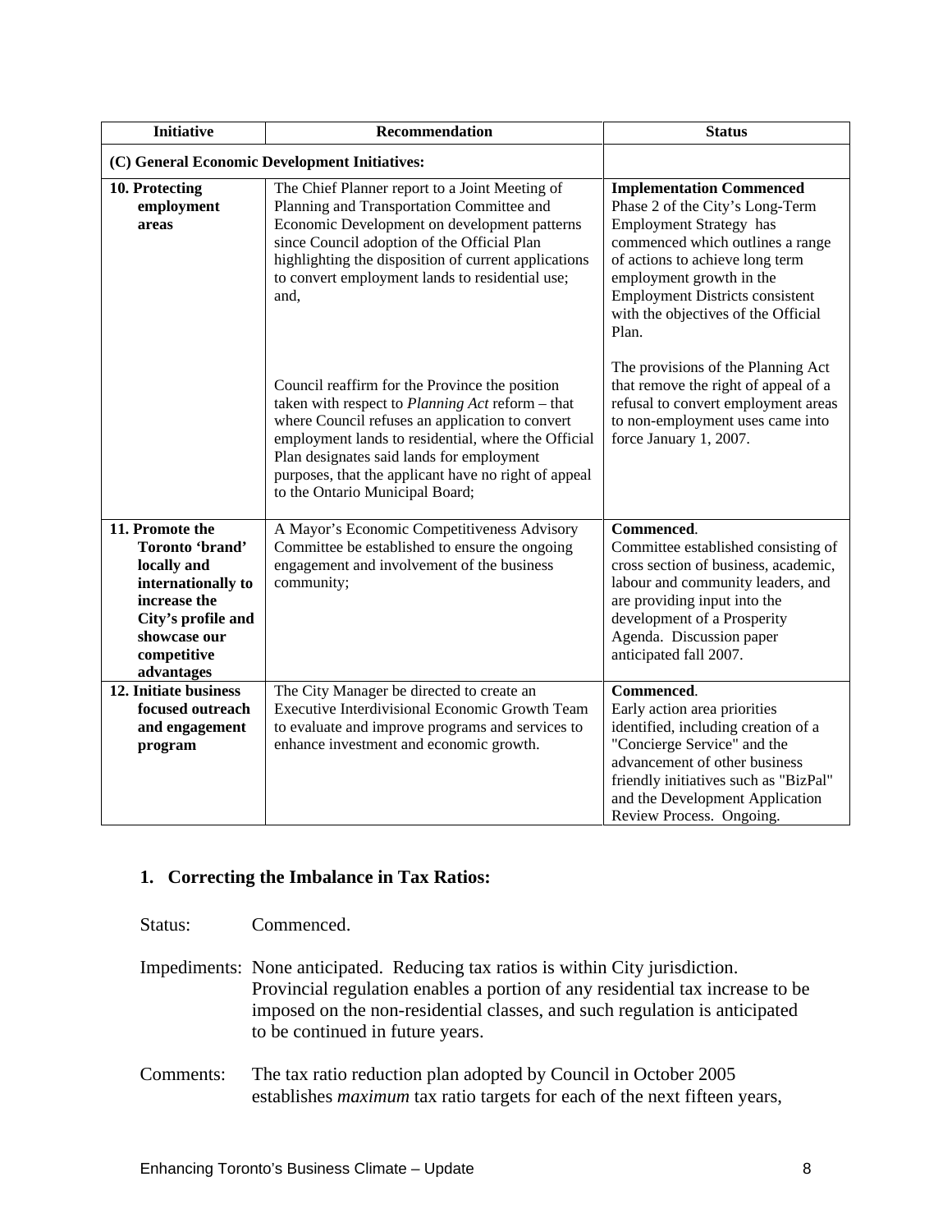| Initiative | Recommendation | Status |
|---|---|---|
| **(C) General Economic Development Initiatives:** | | |
| **10. Protecting employment areas** | The Chief Planner report to a Joint Meeting of Planning and Transportation Committee and Economic Development on development patterns since Council adoption of the Official Plan highlighting the disposition of current applications to convert employment lands to residential use; and,<br><br>Council reaffirm for the Province the position taken with respect to *Planning Act* reform – that where Council refuses an application to convert employment lands to residential, where the Official Plan designates said lands for employment purposes, that the applicant have no right of appeal to the Ontario Municipal Board; | **Implementation Commenced**<br>Phase 2 of the City's Long-Term Employment Strategy has commenced which outlines a range of actions to achieve long term employment growth in the Employment Districts consistent with the objectives of the Official Plan.<br><br>The provisions of the Planning Act that remove the right of appeal of a refusal to convert employment areas to non-employment uses came into force January 1, 2007. |
| **11. Promote the Toronto 'brand' locally and internationally to increase the City's profile and showcase our competitive advantages** | A Mayor's Economic Competitiveness Advisory Committee be established to ensure the ongoing engagement and involvement of the business community; | **Commenced**.<br>Committee established consisting of cross section of business, academic, labour and community leaders, and are providing input into the development of a Prosperity Agenda. Discussion paper anticipated fall 2007. |
| **12. Initiate business focused outreach and engagement program** | The City Manager be directed to create an Executive Interdivisional Economic Growth Team to evaluate and improve programs and services to enhance investment and economic growth. | **Commenced**.<br>Early action area priorities identified, including creation of a "Concierge Service" and the advancement of other business friendly initiatives such as "BizPal" and the Development Application Review Process. Ongoing. |

### 1. Correcting the Imbalance in Tax Ratios:

Status: Commenced.

Impediments: None anticipated. Reducing tax ratios is within City jurisdiction. Provincial regulation enables a portion of any residential tax increase to be imposed on the non-residential classes, and such regulation is anticipated to be continued in future years.

Comments: The tax ratio reduction plan adopted by Council in October 2005 establishes *maximum* tax ratio targets for each of the next fifteen years,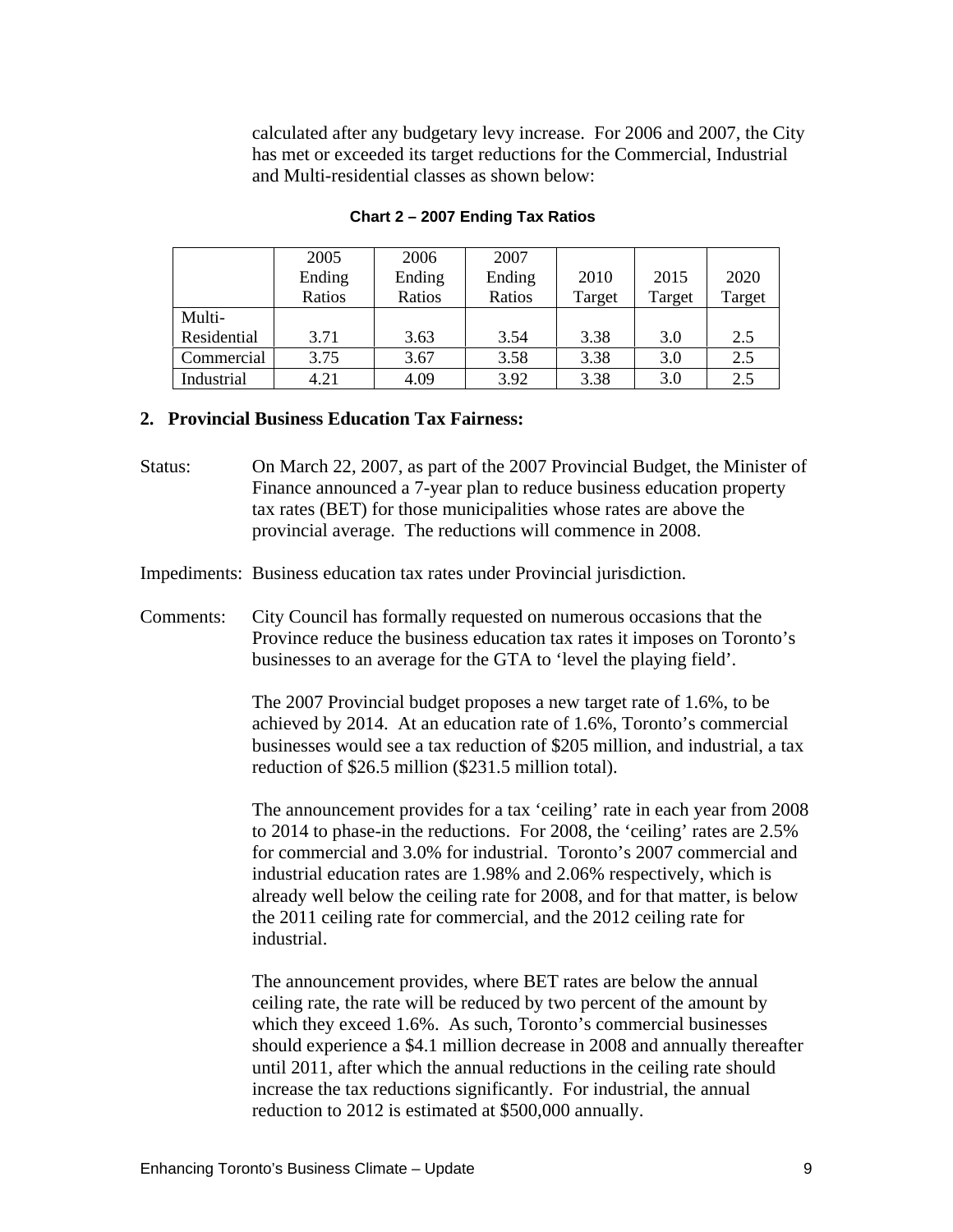calculated after any budgetary levy increase. For 2006 and 2007, the City has met or exceeded its target reductions for the Commercial, Industrial and Multi-residential classes as shown below:

**Chart 2 – 2007 Ending Tax Ratios**

| | 2005 Ending Ratios | 2006 Ending Ratios | 2007 Ending Ratios | 2010 Target | 2015 Target | 2020 Target |
|---|---|---|---|---|---|---|
| Multi-Residential | 3.71 | 3.63 | 3.54 | 3.38 | 3.0 | 2.5 |
| Commercial | 3.75 | 3.67 | 3.58 | 3.38 | 3.0 | 2.5 |
| Industrial | 4.21 | 4.09 | 3.92 | 3.38 | 3.0 | 2.5 |

**2. Provincial Business Education Tax Fairness:**

Status: On March 22, 2007, as part of the 2007 Provincial Budget, the Minister of Finance announced a 7-year plan to reduce business education property tax rates (BET) for those municipalities whose rates are above the provincial average. The reductions will commence in 2008.

Impediments: Business education tax rates under Provincial jurisdiction.

Comments: City Council has formally requested on numerous occasions that the Province reduce the business education tax rates it imposes on Toronto's businesses to an average for the GTA to 'level the playing field'.

The 2007 Provincial budget proposes a new target rate of 1.6%, to be achieved by 2014. At an education rate of 1.6%, Toronto's commercial businesses would see a tax reduction of $205 million, and industrial, a tax reduction of $26.5 million ($231.5 million total).

The announcement provides for a tax 'ceiling' rate in each year from 2008 to 2014 to phase-in the reductions. For 2008, the 'ceiling' rates are 2.5% for commercial and 3.0% for industrial. Toronto's 2007 commercial and industrial education rates are 1.98% and 2.06% respectively, which is already well below the ceiling rate for 2008, and for that matter, is below the 2011 ceiling rate for commercial, and the 2012 ceiling rate for industrial.

The announcement provides, where BET rates are below the annual ceiling rate, the rate will be reduced by two percent of the amount by which they exceed 1.6%. As such, Toronto's commercial businesses should experience a $4.1 million decrease in 2008 and annually thereafter until 2011, after which the annual reductions in the ceiling rate should increase the tax reductions significantly. For industrial, the annual reduction to 2012 is estimated at $500,000 annually.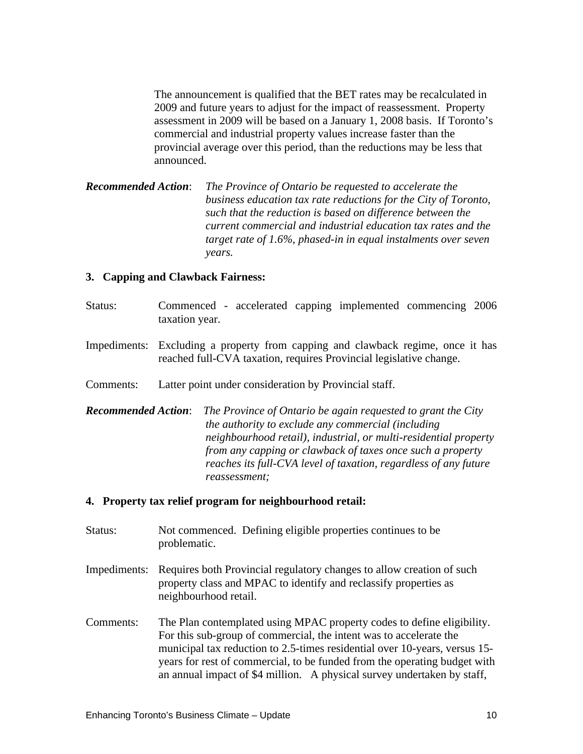The announcement is qualified that the BET rates may be recalculated in 2009 and future years to adjust for the impact of reassessment. Property assessment in 2009 will be based on a January 1, 2008 basis. If Toronto's commercial and industrial property values increase faster than the provincial average over this period, than the reductions may be less that announced.

***Recommended Action***: *The Province of Ontario be requested to accelerate the business education tax rate reductions for the City of Toronto, such that the reduction is based on difference between the current commercial and industrial education tax rates and the target rate of 1.6%, phased-in in equal instalments over seven years.*

**3. Capping and Clawback Fairness:**

Status: Commenced - accelerated capping implemented commencing 2006 taxation year.

Impediments: Excluding a property from capping and clawback regime, once it has reached full-CVA taxation, requires Provincial legislative change.

Comments: Latter point under consideration by Provincial staff.

***Recommended Action***: *The Province of Ontario be again requested to grant the City the authority to exclude any commercial (including neighbourhood retail), industrial, or multi-residential property from any capping or clawback of taxes once such a property reaches its full-CVA level of taxation, regardless of any future reassessment;*

**4. Property tax relief program for neighbourhood retail:**

Status: Not commenced. Defining eligible properties continues to be problematic.

Impediments: Requires both Provincial regulatory changes to allow creation of such property class and MPAC to identify and reclassify properties as neighbourhood retail.

Comments: The Plan contemplated using MPAC property codes to define eligibility. For this sub-group of commercial, the intent was to accelerate the municipal tax reduction to 2.5-times residential over 10-years, versus 15-years for rest of commercial, to be funded from the operating budget with an annual impact of $4 million. A physical survey undertaken by staff,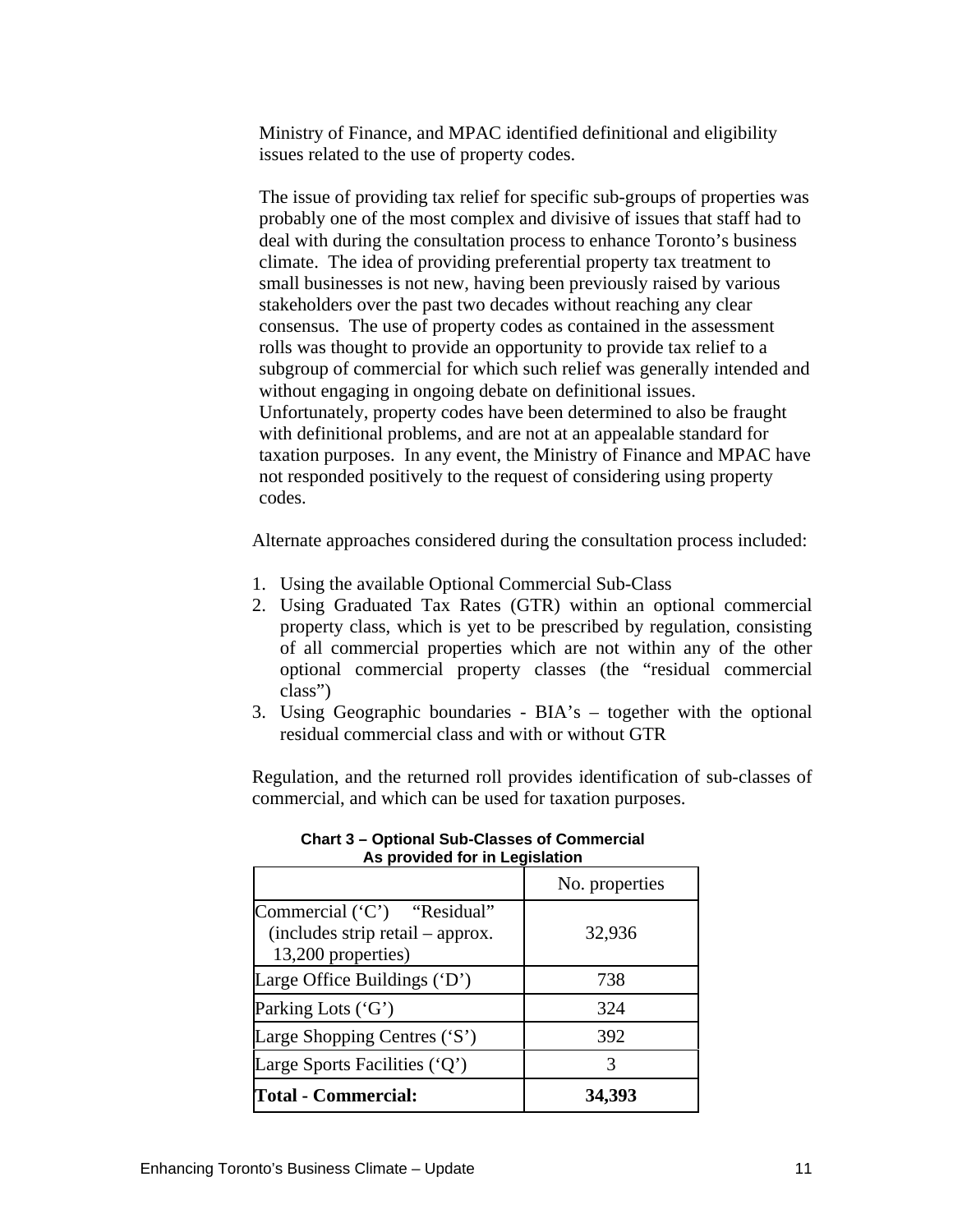Ministry of Finance, and MPAC identified definitional and eligibility issues related to the use of property codes.

The issue of providing tax relief for specific sub-groups of properties was probably one of the most complex and divisive of issues that staff had to deal with during the consultation process to enhance Toronto's business climate. The idea of providing preferential property tax treatment to small businesses is not new, having been previously raised by various stakeholders over the past two decades without reaching any clear consensus. The use of property codes as contained in the assessment rolls was thought to provide an opportunity to provide tax relief to a subgroup of commercial for which such relief was generally intended and without engaging in ongoing debate on definitional issues. Unfortunately, property codes have been determined to also be fraught with definitional problems, and are not at an appealable standard for taxation purposes. In any event, the Ministry of Finance and MPAC have not responded positively to the request of considering using property codes.

Alternate approaches considered during the consultation process included:

1. Using the available Optional Commercial Sub-Class
2. Using Graduated Tax Rates (GTR) within an optional commercial property class, which is yet to be prescribed by regulation, consisting of all commercial properties which are not within any of the other optional commercial property classes (the "residual commercial class")
3. Using Geographic boundaries - BIA's – together with the optional residual commercial class and with or without GTR

Regulation, and the returned roll provides identification of sub-classes of commercial, and which can be used for taxation purposes.

**Chart 3 – Optional Sub-Classes of Commercial As provided for in Legislation**

| | No. properties |
|---|---|
| Commercial ('C') "Residual" (includes strip retail – approx. 13,200 properties) | 32,936 |
| Large Office Buildings ('D') | 738 |
| Parking Lots ('G') | 324 |
| Large Shopping Centres ('S') | 392 |
| Large Sports Facilities ('Q') | 3 |
| **Total - Commercial:** | **34,393** |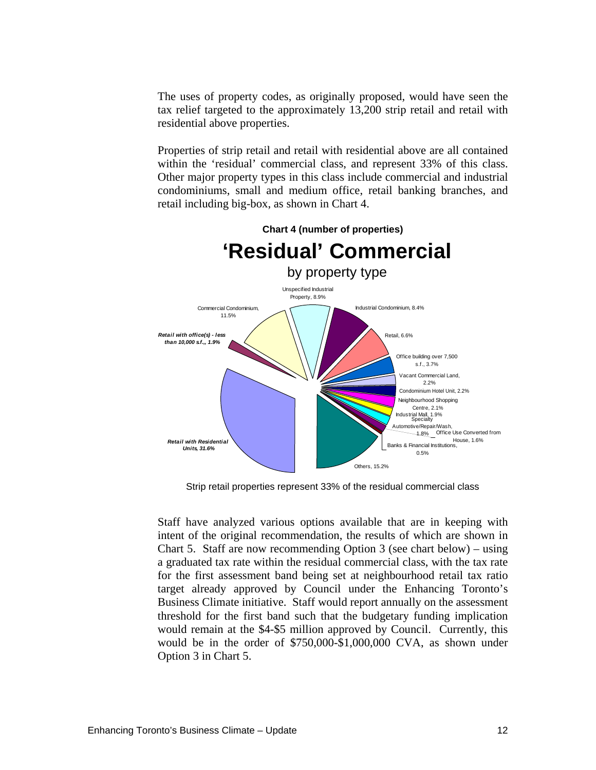The uses of property codes, as originally proposed, would have seen the tax relief targeted to the approximately 13,200 strip retail and retail with residential above properties.

Properties of strip retail and retail with residential above are all contained within the 'residual' commercial class, and represent 33% of this class. Other major property types in this class include commercial and industrial condominiums, small and medium office, retail banking branches, and retail including big-box, as shown in Chart 4.

**Chart 4 (number of properties)**

**'Residual' Commercial**

by property type

Unspecified Industrial Property, 8.9%

Industrial Condominium, 8.4%

Retail, 6.6%

Office building over 7,500 s.f., 3.7%

Vacant Commercial Land, 2.2%

Condominium Hotel Unit, 2.2%

Neighbourhood Shopping Centre, 2.1%

Industrial Mall, 1.9%

Specialty Automotive/Repair/Wash, 1.8%

Office Use Converted from House, 1.6%

Banks & Financial Institutions, 0.5%

Others, 15.2%

*Retail with Residential Units, 31.6%*

*Retail with office(s) - less than 10,000 s.f.,, 1.9%*

Commercial Condominium, 11.5%

Strip retail properties represent 33% of the residual commercial class

Staff have analyzed various options available that are in keeping with intent of the original recommendation, the results of which are shown in Chart 5. Staff are now recommending Option 3 (see chart below) – using a graduated tax rate within the residual commercial class, with the tax rate for the first assessment band being set at neighbourhood retail tax ratio target already approved by Council under the Enhancing Toronto's Business Climate initiative. Staff would report annually on the assessment threshold for the first band such that the budgetary funding implication would remain at the $4-$5 million approved by Council. Currently, this would be in the order of $750,000-$1,000,000 CVA, as shown under Option 3 in Chart 5.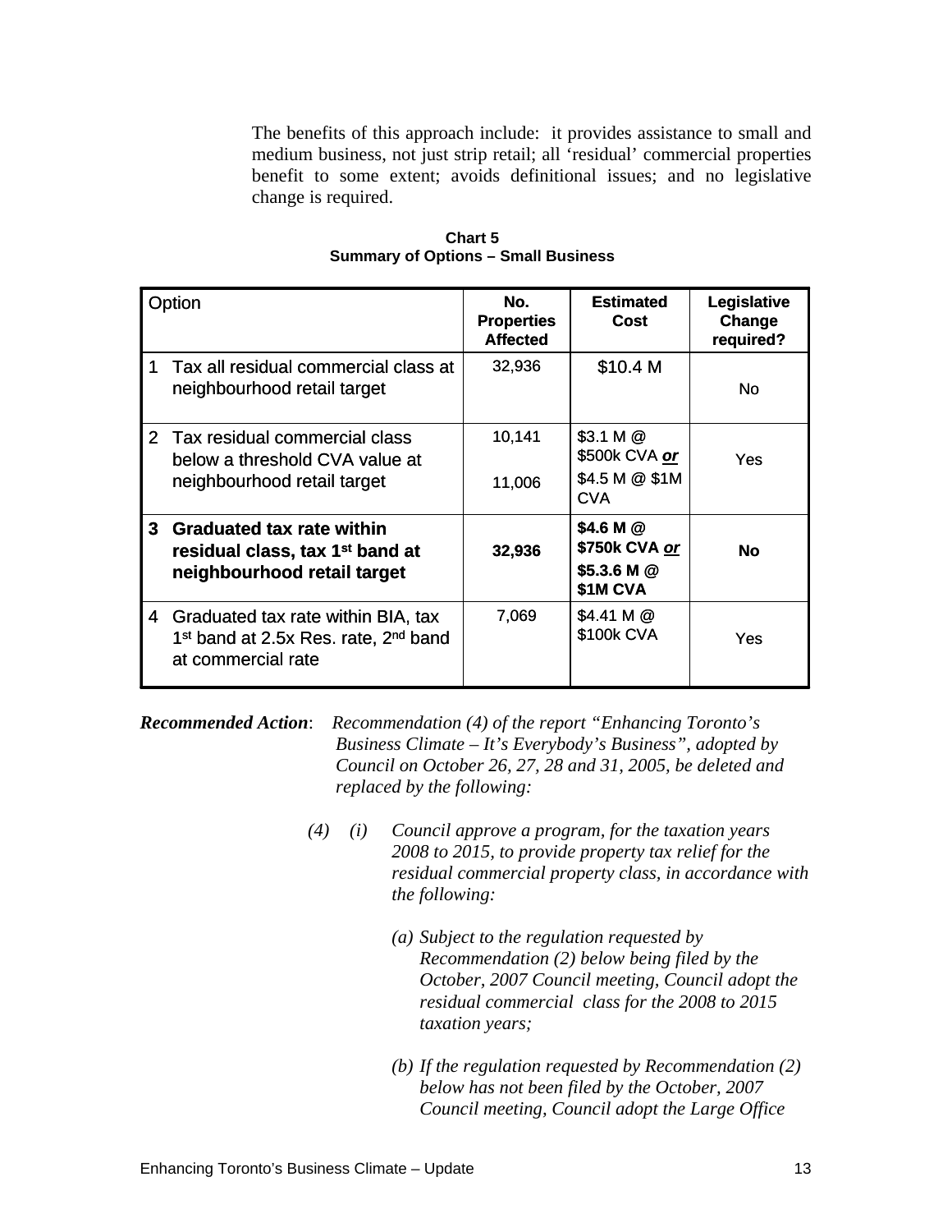The benefits of this approach include: it provides assistance to small and medium business, not just strip retail; all 'residual' commercial properties benefit to some extent; avoids definitional issues; and no legislative change is required.

**Chart 5**
**Summary of Options – Small Business**

| Option | No. Properties Affected | Estimated Cost | Legislative Change required? |
|---|---|---|---|
| 1 Tax all residual commercial class at neighbourhood retail target | 32,936 | $10.4 M | No |
| 2 Tax residual commercial class below a threshold CVA value at neighbourhood retail target | 10,141<br><br>11,006 | $3.1 M @ $500k CVA ***or***<br>$4.5 M @ $1M CVA | Yes |
| **3 Graduated tax rate within residual class, tax 1st band at neighbourhood retail target** | **32,936** | **$4.6 M @ $750k CVA *or*<br>$5.3.6 M @ $1M CVA** | **No** |
| 4 Graduated tax rate within BIA, tax 1st band at 2.5x Res. rate, 2nd band at commercial rate | 7,069 | $4.41 M @ $100k CVA | Yes |

***Recommended Action***: *Recommendation (4) of the report "Enhancing Toronto's Business Climate – It's Everybody's Business", adopted by Council on October 26, 27, 28 and 31, 2005, be deleted and replaced by the following:*

*(4) (i) Council approve a program, for the taxation years 2008 to 2015, to provide property tax relief for the residual commercial property class, in accordance with the following:*

*(a) Subject to the regulation requested by Recommendation (2) below being filed by the October, 2007 Council meeting, Council adopt the residual commercial class for the 2008 to 2015 taxation years;*

*(b) If the regulation requested by Recommendation (2) below has not been filed by the October, 2007 Council meeting, Council adopt the Large Office*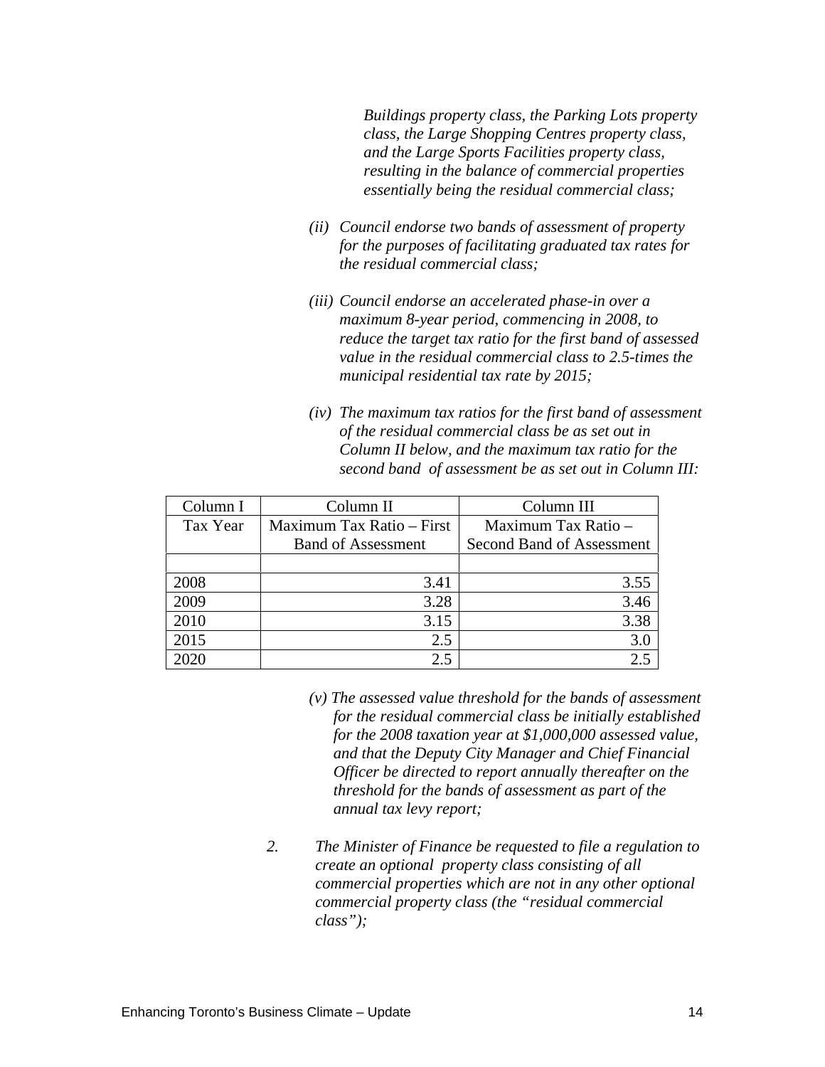*Buildings property class, the Parking Lots property class, the Large Shopping Centres property class, and the Large Sports Facilities property class, resulting in the balance of commercial properties essentially being the residual commercial class;*

*(ii) Council endorse two bands of assessment of property for the purposes of facilitating graduated tax rates for the residual commercial class;*

*(iii) Council endorse an accelerated phase-in over a maximum 8-year period, commencing in 2008, to reduce the target tax ratio for the first band of assessed value in the residual commercial class to 2.5-times the municipal residential tax rate by 2015;*

*(iv) The maximum tax ratios for the first band of assessment of the residual commercial class be as set out in Column II below, and the maximum tax ratio for the second band of assessment be as set out in Column III:*

| Column I | Column II | Column III |
|---|---|---|
| Tax Year | Maximum Tax Ratio – First Band of Assessment | Maximum Tax Ratio – Second Band of Assessment |
| | | |
| 2008 | 3.41 | 3.55 |
| 2009 | 3.28 | 3.46 |
| 2010 | 3.15 | 3.38 |
| 2015 | 2.5 | 3.0 |
| 2020 | 2.5 | 2.5 |

*(v) The assessed value threshold for the bands of assessment for the residual commercial class be initially established for the 2008 taxation year at $1,000,000 assessed value, and that the Deputy City Manager and Chief Financial Officer be directed to report annually thereafter on the threshold for the bands of assessment as part of the annual tax levy report;*

*2. The Minister of Finance be requested to file a regulation to create an optional property class consisting of all commercial properties which are not in any other optional commercial property class (the "residual commercial class");*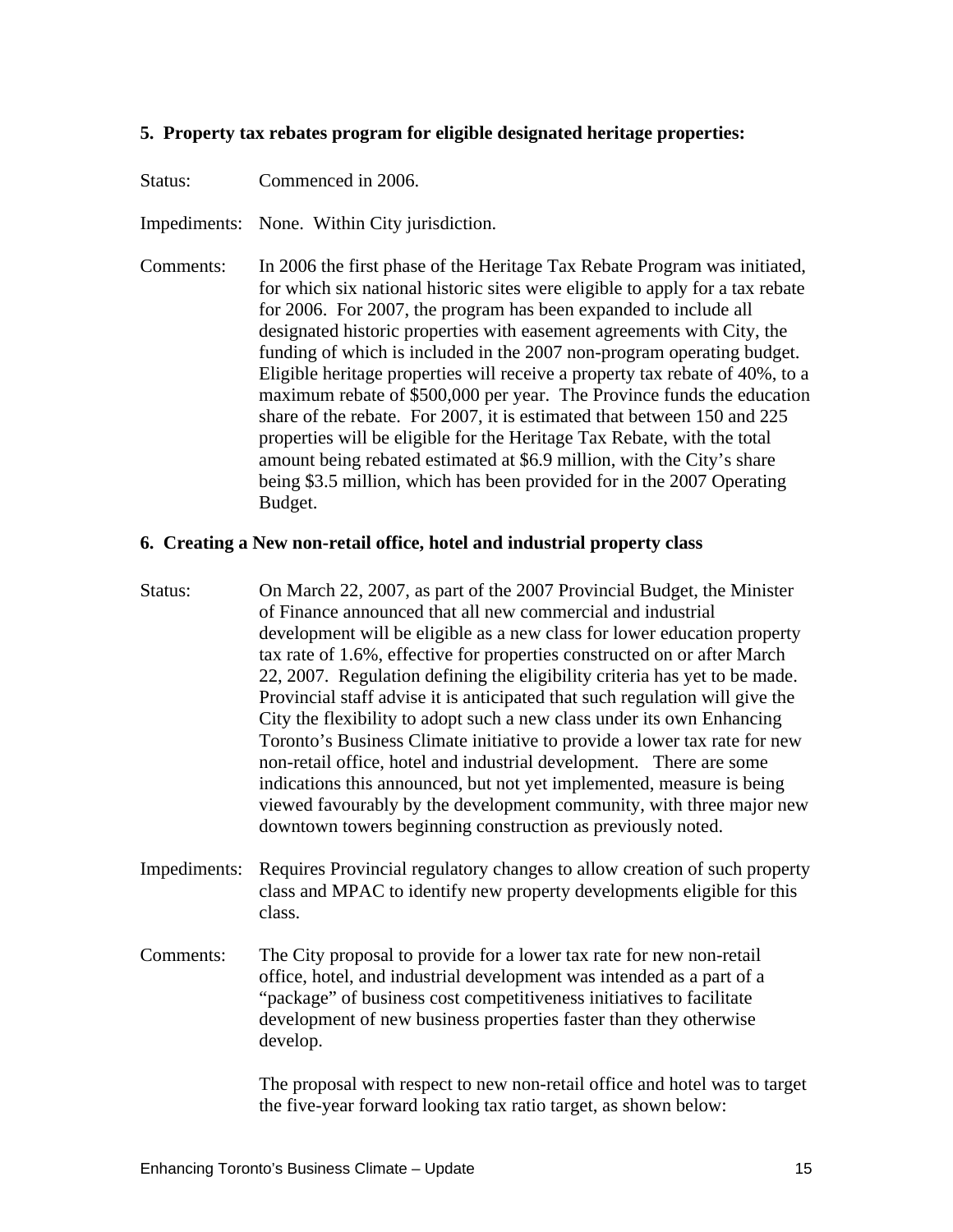**5. Property tax rebates program for eligible designated heritage properties:**

Status: Commenced in 2006.

Impediments: None. Within City jurisdiction.

Comments: In 2006 the first phase of the Heritage Tax Rebate Program was initiated, for which six national historic sites were eligible to apply for a tax rebate for 2006. For 2007, the program has been expanded to include all designated historic properties with easement agreements with City, the funding of which is included in the 2007 non-program operating budget. Eligible heritage properties will receive a property tax rebate of 40%, to a maximum rebate of $500,000 per year. The Province funds the education share of the rebate. For 2007, it is estimated that between 150 and 225 properties will be eligible for the Heritage Tax Rebate, with the total amount being rebated estimated at $6.9 million, with the City's share being $3.5 million, which has been provided for in the 2007 Operating Budget.

**6. Creating a New non-retail office, hotel and industrial property class**

Status: On March 22, 2007, as part of the 2007 Provincial Budget, the Minister of Finance announced that all new commercial and industrial development will be eligible as a new class for lower education property tax rate of 1.6%, effective for properties constructed on or after March 22, 2007. Regulation defining the eligibility criteria has yet to be made. Provincial staff advise it is anticipated that such regulation will give the City the flexibility to adopt such a new class under its own Enhancing Toronto's Business Climate initiative to provide a lower tax rate for new non-retail office, hotel and industrial development. There are some indications this announced, but not yet implemented, measure is being viewed favourably by the development community, with three major new downtown towers beginning construction as previously noted.

Impediments: Requires Provincial regulatory changes to allow creation of such property class and MPAC to identify new property developments eligible for this class.

Comments: The City proposal to provide for a lower tax rate for new non-retail office, hotel, and industrial development was intended as a part of a "package" of business cost competitiveness initiatives to facilitate development of new business properties faster than they otherwise develop.

The proposal with respect to new non-retail office and hotel was to target the five-year forward looking tax ratio target, as shown below: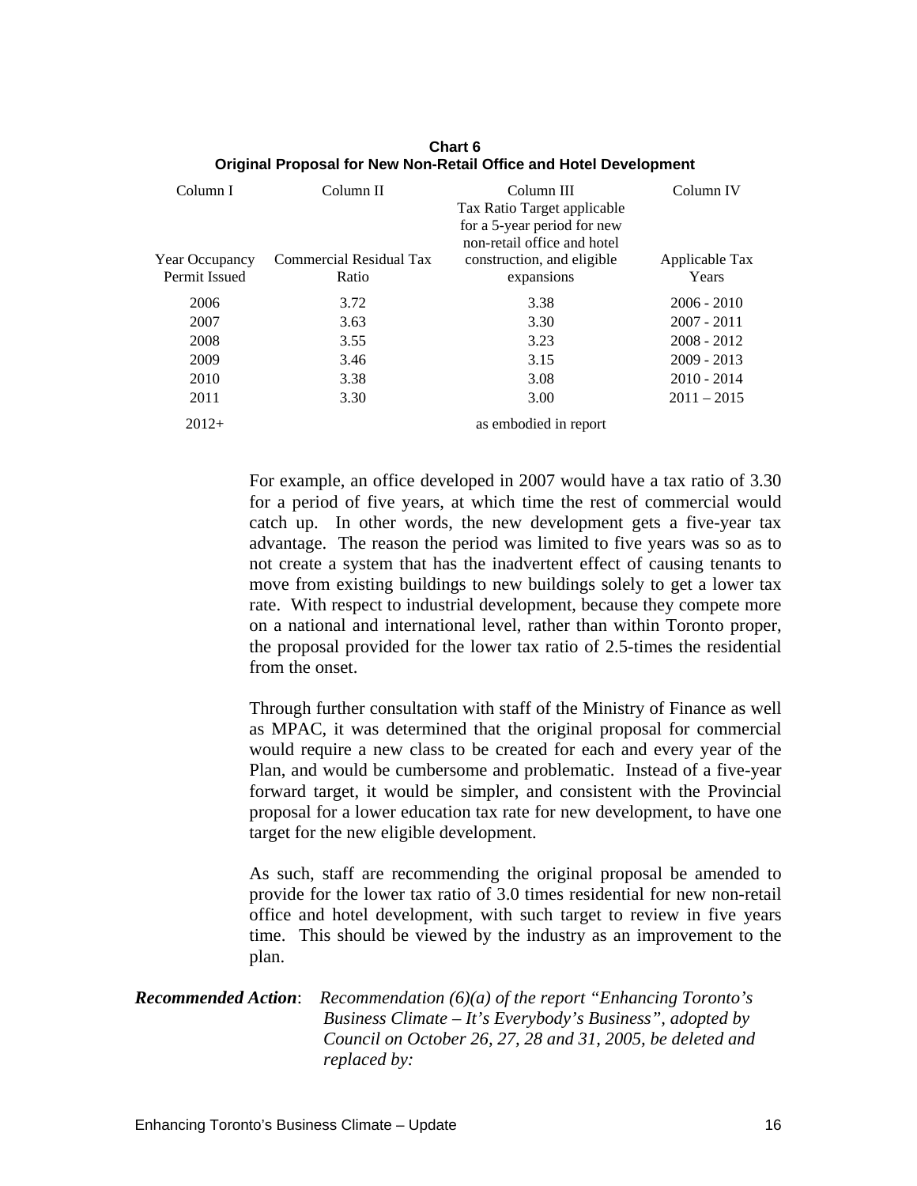**Chart 6**
**Original Proposal for New Non-Retail Office and Hotel Development**

| Column I<br>Year Occupancy Permit Issued | Column II<br>Commercial Residual Tax Ratio | Column III<br>Tax Ratio Target applicable for a 5-year period for new non-retail office and hotel construction, and eligible expansions | Column IV<br>Applicable Tax Years |
|---|---|---|---|
| 2006 | 3.72 | 3.38 | 2006 - 2010 |
| 2007 | 3.63 | 3.30 | 2007 - 2011 |
| 2008 | 3.55 | 3.23 | 2008 - 2012 |
| 2009 | 3.46 | 3.15 | 2009 - 2013 |
| 2010 | 3.38 | 3.08 | 2010 - 2014 |
| 2011 | 3.30 | 3.00 | 2011 – 2015 |
| 2012+ | | as embodied in report | |

For example, an office developed in 2007 would have a tax ratio of 3.30 for a period of five years, at which time the rest of commercial would catch up. In other words, the new development gets a five-year tax advantage. The reason the period was limited to five years was so as to not create a system that has the inadvertent effect of causing tenants to move from existing buildings to new buildings solely to get a lower tax rate. With respect to industrial development, because they compete more on a national and international level, rather than within Toronto proper, the proposal provided for the lower tax ratio of 2.5-times the residential from the onset.

Through further consultation with staff of the Ministry of Finance as well as MPAC, it was determined that the original proposal for commercial would require a new class to be created for each and every year of the Plan, and would be cumbersome and problematic. Instead of a five-year forward target, it would be simpler, and consistent with the Provincial proposal for a lower education tax rate for new development, to have one target for the new eligible development.

As such, staff are recommending the original proposal be amended to provide for the lower tax ratio of 3.0 times residential for new non-retail office and hotel development, with such target to review in five years time. This should be viewed by the industry as an improvement to the plan.

***Recommended Action***: *Recommendation (6)(a) of the report "Enhancing Toronto's Business Climate – It's Everybody's Business", adopted by Council on October 26, 27, 28 and 31, 2005, be deleted and replaced by:*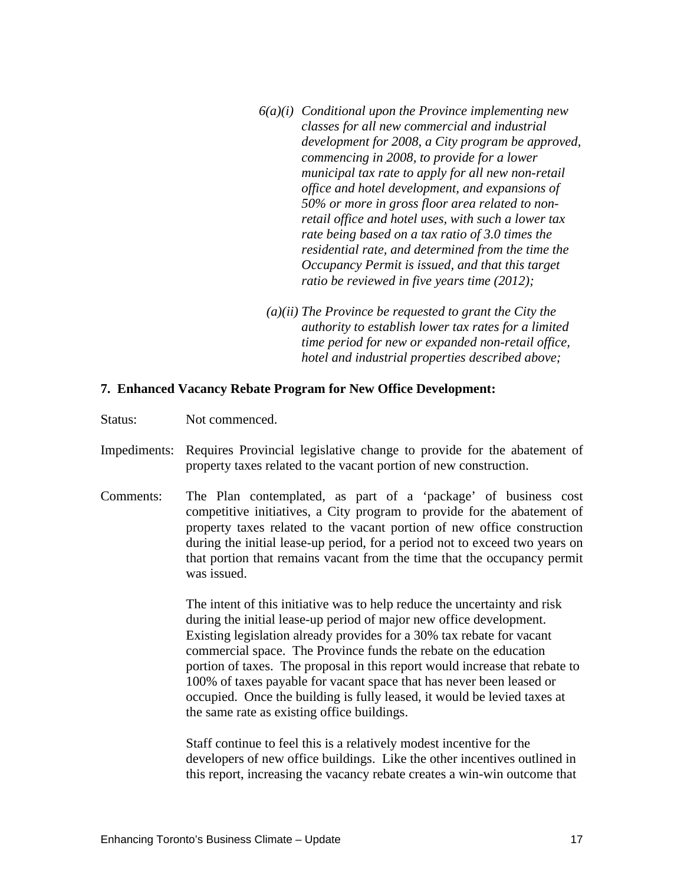*6(a)(i) Conditional upon the Province implementing new classes for all new commercial and industrial development for 2008, a City program be approved, commencing in 2008, to provide for a lower municipal tax rate to apply for all new non-retail office and hotel development, and expansions of 50% or more in gross floor area related to non-retail office and hotel uses, with such a lower tax rate being based on a tax ratio of 3.0 times the residential rate, and determined from the time the Occupancy Permit is issued, and that this target ratio be reviewed in five years time (2012);*

*(a)(ii) The Province be requested to grant the City the authority to establish lower tax rates for a limited time period for new or expanded non-retail office, hotel and industrial properties described above;*

**7. Enhanced Vacancy Rebate Program for New Office Development:**

Status: Not commenced.

Impediments: Requires Provincial legislative change to provide for the abatement of property taxes related to the vacant portion of new construction.

Comments: The Plan contemplated, as part of a 'package' of business cost competitive initiatives, a City program to provide for the abatement of property taxes related to the vacant portion of new office construction during the initial lease-up period, for a period not to exceed two years on that portion that remains vacant from the time that the occupancy permit was issued.

The intent of this initiative was to help reduce the uncertainty and risk during the initial lease-up period of major new office development. Existing legislation already provides for a 30% tax rebate for vacant commercial space. The Province funds the rebate on the education portion of taxes. The proposal in this report would increase that rebate to 100% of taxes payable for vacant space that has never been leased or occupied. Once the building is fully leased, it would be levied taxes at the same rate as existing office buildings.

Staff continue to feel this is a relatively modest incentive for the developers of new office buildings. Like the other incentives outlined in this report, increasing the vacancy rebate creates a win-win outcome that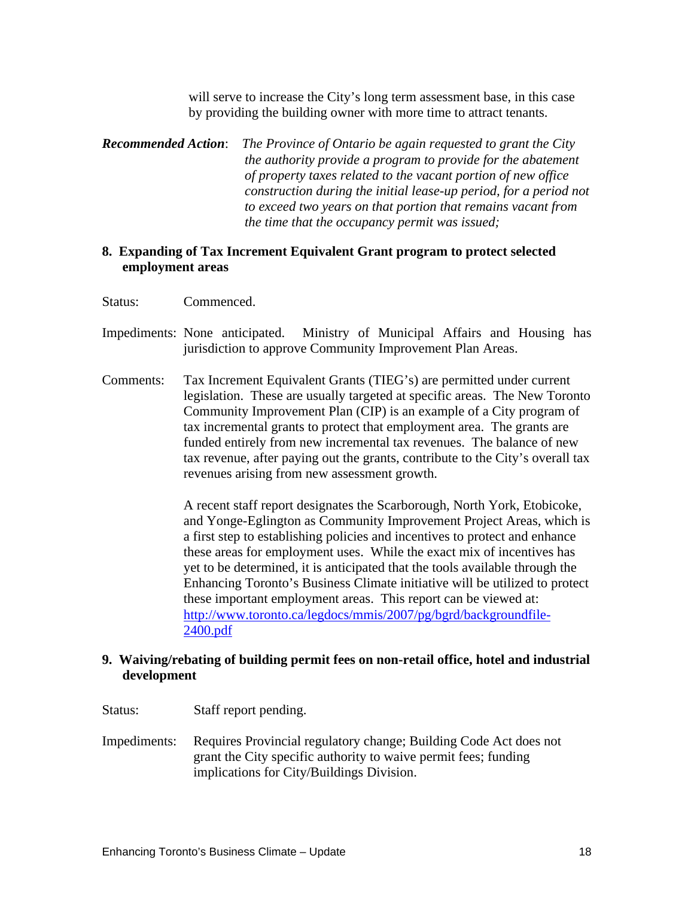will serve to increase the City's long term assessment base, in this case by providing the building owner with more time to attract tenants.

***Recommended Action***: *The Province of Ontario be again requested to grant the City the authority provide a program to provide for the abatement of property taxes related to the vacant portion of new office construction during the initial lease-up period, for a period not to exceed two years on that portion that remains vacant from the time that the occupancy permit was issued;*

### 8. Expanding of Tax Increment Equivalent Grant program to protect selected employment areas

Status: Commenced.

Impediments: None anticipated. Ministry of Municipal Affairs and Housing has jurisdiction to approve Community Improvement Plan Areas.

Comments: Tax Increment Equivalent Grants (TIEG's) are permitted under current legislation. These are usually targeted at specific areas. The New Toronto Community Improvement Plan (CIP) is an example of a City program of tax incremental grants to protect that employment area. The grants are funded entirely from new incremental tax revenues. The balance of new tax revenue, after paying out the grants, contribute to the City's overall tax revenues arising from new assessment growth.

A recent staff report designates the Scarborough, North York, Etobicoke, and Yonge-Eglington as Community Improvement Project Areas, which is a first step to establishing policies and incentives to protect and enhance these areas for employment uses. While the exact mix of incentives has yet to be determined, it is anticipated that the tools available through the Enhancing Toronto's Business Climate initiative will be utilized to protect these important employment areas. This report can be viewed at: http://www.toronto.ca/legdocs/mmis/2007/pg/bgrd/backgroundfile-2400.pdf

### 9. Waiving/rebating of building permit fees on non-retail office, hotel and industrial development

Status: Staff report pending.

Impediments: Requires Provincial regulatory change; Building Code Act does not grant the City specific authority to waive permit fees; funding implications for City/Buildings Division.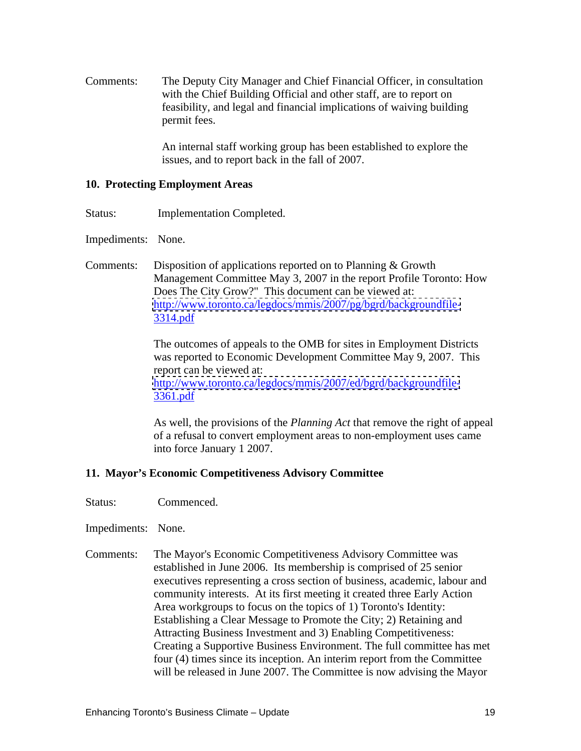Comments: The Deputy City Manager and Chief Financial Officer, in consultation with the Chief Building Official and other staff, are to report on feasibility, and legal and financial implications of waiving building permit fees.

An internal staff working group has been established to explore the issues, and to report back in the fall of 2007.

### 10. Protecting Employment Areas

Status: Implementation Completed.

Impediments: None.

Comments: Disposition of applications reported on to Planning & Growth Management Committee May 3, 2007 in the report Profile Toronto: How Does The City Grow?" This document can be viewed at: http://www.toronto.ca/legdocs/mmis/2007/pg/bgrd/backgroundfile-3314.pdf

The outcomes of appeals to the OMB for sites in Employment Districts was reported to Economic Development Committee May 9, 2007. This report can be viewed at: http://www.toronto.ca/legdocs/mmis/2007/ed/bgrd/backgroundfile-3361.pdf

As well, the provisions of the *Planning Act* that remove the right of appeal of a refusal to convert employment areas to non-employment uses came into force January 1 2007.

### 11. Mayor's Economic Competitiveness Advisory Committee

Status: Commenced.

Impediments: None.

Comments: The Mayor's Economic Competitiveness Advisory Committee was established in June 2006. Its membership is comprised of 25 senior executives representing a cross section of business, academic, labour and community interests. At its first meeting it created three Early Action Area workgroups to focus on the topics of 1) Toronto's Identity: Establishing a Clear Message to Promote the City; 2) Retaining and Attracting Business Investment and 3) Enabling Competitiveness: Creating a Supportive Business Environment. The full committee has met four (4) times since its inception. An interim report from the Committee will be released in June 2007. The Committee is now advising the Mayor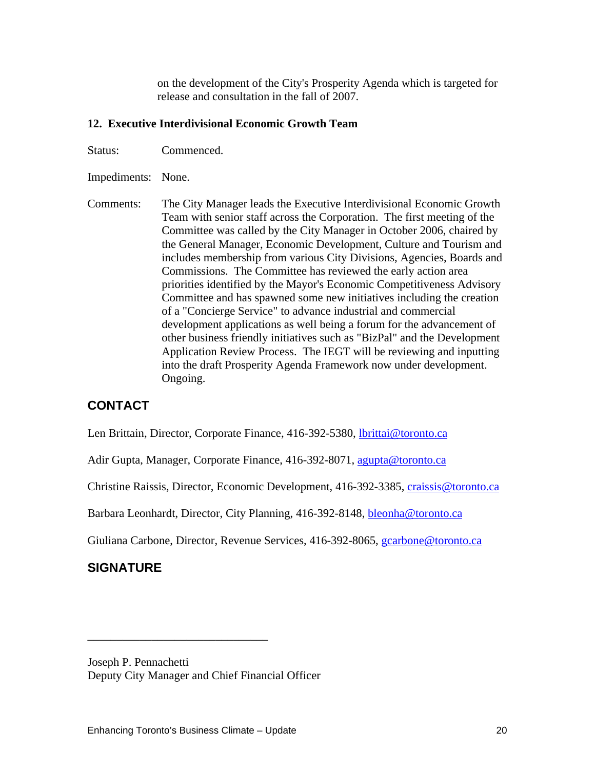on the development of the City's Prosperity Agenda which is targeted for release and consultation in the fall of 2007.

**12. Executive Interdivisional Economic Growth Team**

Status: Commenced.

Impediments: None.

Comments: The City Manager leads the Executive Interdivisional Economic Growth Team with senior staff across the Corporation. The first meeting of the Committee was called by the City Manager in October 2006, chaired by the General Manager, Economic Development, Culture and Tourism and includes membership from various City Divisions, Agencies, Boards and Commissions. The Committee has reviewed the early action area priorities identified by the Mayor's Economic Competitiveness Advisory Committee and has spawned some new initiatives including the creation of a "Concierge Service" to advance industrial and commercial development applications as well being a forum for the advancement of other business friendly initiatives such as "BizPal" and the Development Application Review Process. The IEGT will be reviewing and inputting into the draft Prosperity Agenda Framework now under development. Ongoing.

## CONTACT

Len Brittain, Director, Corporate Finance, 416-392-5380, lbrittai@toronto.ca

Adir Gupta, Manager, Corporate Finance, 416-392-8071, agupta@toronto.ca

Christine Raissis, Director, Economic Development, 416-392-3385, craissis@toronto.ca

Barbara Leonhardt, Director, City Planning, 416-392-8148, bleonha@toronto.ca

Giuliana Carbone, Director, Revenue Services, 416-392-8065, gcarbone@toronto.ca

## SIGNATURE

_______________________________

Joseph P. Pennachetti
Deputy City Manager and Chief Financial Officer